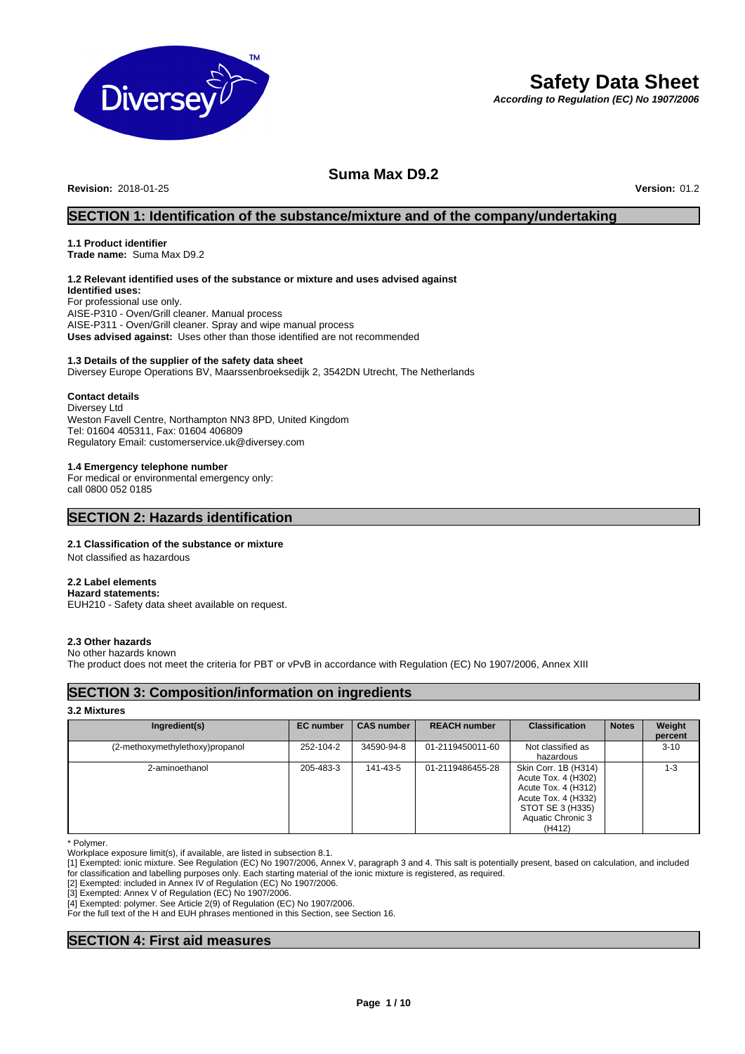# Safety Data Sheet

***According to Regulation (EC) No 1907/2006***

## Suma Max D9.2

**Revision:** 2018-01-25 **Version:** 01.2

## SECTION 1: Identification of the substance/mixture and of the company/undertaking

**1.1 Product identifier**
**Trade name:** Suma Max D9.2

**1.2 Relevant identified uses of the substance or mixture and uses advised against**
**Identified uses:**
For professional use only.
AISE-P310 - Oven/Grill cleaner. Manual process
AISE-P311 - Oven/Grill cleaner. Spray and wipe manual process
**Uses advised against:** Uses other than those identified are not recommended

**1.3 Details of the supplier of the safety data sheet**
Diversey Europe Operations BV, Maarssenbroeksedijk 2, 3542DN Utrecht, The Netherlands

**Contact details**
Diversey Ltd
Weston Favell Centre, Northampton NN3 8PD, United Kingdom
Tel: 01604 405311, Fax: 01604 406809
Regulatory Email: customerservice.uk@diversey.com

**1.4 Emergency telephone number**
For medical or environmental emergency only:
call 0800 052 0185

## SECTION 2: Hazards identification

**2.1 Classification of the substance or mixture**
Not classified as hazardous

**2.2 Label elements**
**Hazard statements:**
EUH210 - Safety data sheet available on request.

**2.3 Other hazards**
No other hazards known
The product does not meet the criteria for PBT or vPvB in accordance with Regulation (EC) No 1907/2006, Annex XIII

## SECTION 3: Composition/information on ingredients

**3.2 Mixtures**

| Ingredient(s) | EC number | CAS number | REACH number | Classification | Notes | Weight percent |
|---|---|---|---|---|---|---|
| (2-methoxymethylethoxy)propanol | 252-104-2 | 34590-94-8 | 01-2119450011-60 | Not classified as hazardous | | 3-10 |
| 2-aminoethanol | 205-483-3 | 141-43-5 | 01-2119486455-28 | Skin Corr. 1B (H314) Acute Tox. 4 (H302) Acute Tox. 4 (H312) Acute Tox. 4 (H332) STOT SE 3 (H335) Aquatic Chronic 3 (H412) | | 1-3 |

\* Polymer.
Workplace exposure limit(s), if available, are listed in subsection 8.1.
[1] Exempted: ionic mixture. See Regulation (EC) No 1907/2006, Annex V, paragraph 3 and 4. This salt is potentially present, based on calculation, and included for classification and labelling purposes only. Each starting material of the ionic mixture is registered, as required.
[2] Exempted: included in Annex IV of Regulation (EC) No 1907/2006.
[3] Exempted: Annex V of Regulation (EC) No 1907/2006.
[4] Exempted: polymer. See Article 2(9) of Regulation (EC) No 1907/2006.
For the full text of the H and EUH phrases mentioned in this Section, see Section 16.

## SECTION 4: First aid measures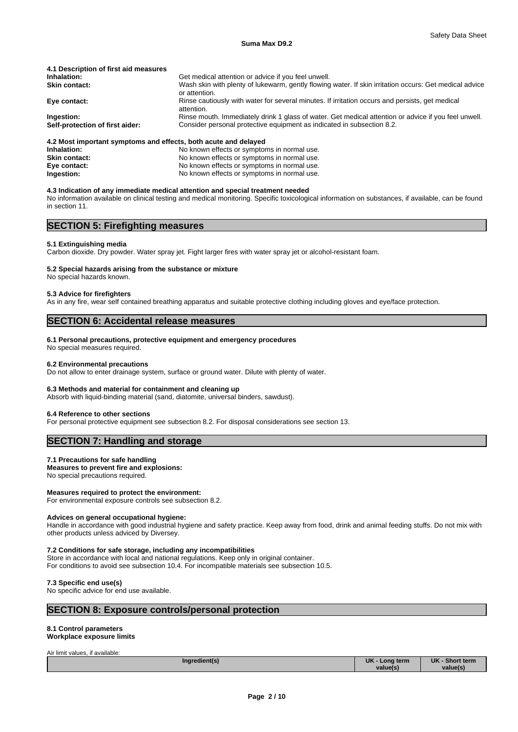**4.1 Description of first aid measures**

| | |
|---|---|
| **Inhalation:** | Get medical attention or advice if you feel unwell. |
| **Skin contact:** | Wash skin with plenty of lukewarm, gently flowing water. If skin irritation occurs: Get medical advice or attention. |
| **Eye contact:** | Rinse cautiously with water for several minutes. If irritation occurs and persists, get medical attention. |
| **Ingestion:** | Rinse mouth. Immediately drink 1 glass of water. Get medical attention or advice if you feel unwell. |
| **Self-protection of first aider:** | Consider personal protective equipment as indicated in subsection 8.2. |

**4.2 Most important symptoms and effects, both acute and delayed**

| | |
|---|---|
| **Inhalation:** | No known effects or symptoms in normal use. |
| **Skin contact:** | No known effects or symptoms in normal use. |
| **Eye contact:** | No known effects or symptoms in normal use. |
| **Ingestion:** | No known effects or symptoms in normal use. |

**4.3 Indication of any immediate medical attention and special treatment needed**

No information available on clinical testing and medical monitoring. Specific toxicological information on substances, if available, can be found in section 11.

## SECTION 5: Firefighting measures

**5.1 Extinguishing media**

Carbon dioxide. Dry powder. Water spray jet. Fight larger fires with water spray jet or alcohol-resistant foam.

**5.2 Special hazards arising from the substance or mixture**

No special hazards known.

**5.3 Advice for firefighters**

As in any fire, wear self contained breathing apparatus and suitable protective clothing including gloves and eye/face protection.

## SECTION 6: Accidental release measures

**6.1 Personal precautions, protective equipment and emergency procedures**

No special measures required.

**6.2 Environmental precautions**

Do not allow to enter drainage system, surface or ground water. Dilute with plenty of water.

**6.3 Methods and material for containment and cleaning up**

Absorb with liquid-binding material (sand, diatomite, universal binders, sawdust).

**6.4 Reference to other sections**

For personal protective equipment see subsection 8.2. For disposal considerations see section 13.

## SECTION 7: Handling and storage

**7.1 Precautions for safe handling**

**Measures to prevent fire and explosions:**

No special precautions required.

**Measures required to protect the environment:**

For environmental exposure controls see subsection 8.2.

**Advices on general occupational hygiene:**

Handle in accordance with good industrial hygiene and safety practice. Keep away from food, drink and animal feeding stuffs. Do not mix with other products unless adviced by Diversey.

**7.2 Conditions for safe storage, including any incompatibilities**

Store in accordance with local and national regulations. Keep only in original container.
For conditions to avoid see subsection 10.4. For incompatible materials see subsection 10.5.

**7.3 Specific end use(s)**

No specific advice for end use available.

## SECTION 8: Exposure controls/personal protection

**8.1 Control parameters**

**Workplace exposure limits**

Air limit values, if available:

| Ingredient(s) | UK - Long term value(s) | UK - Short term value(s) |
|---|---|---|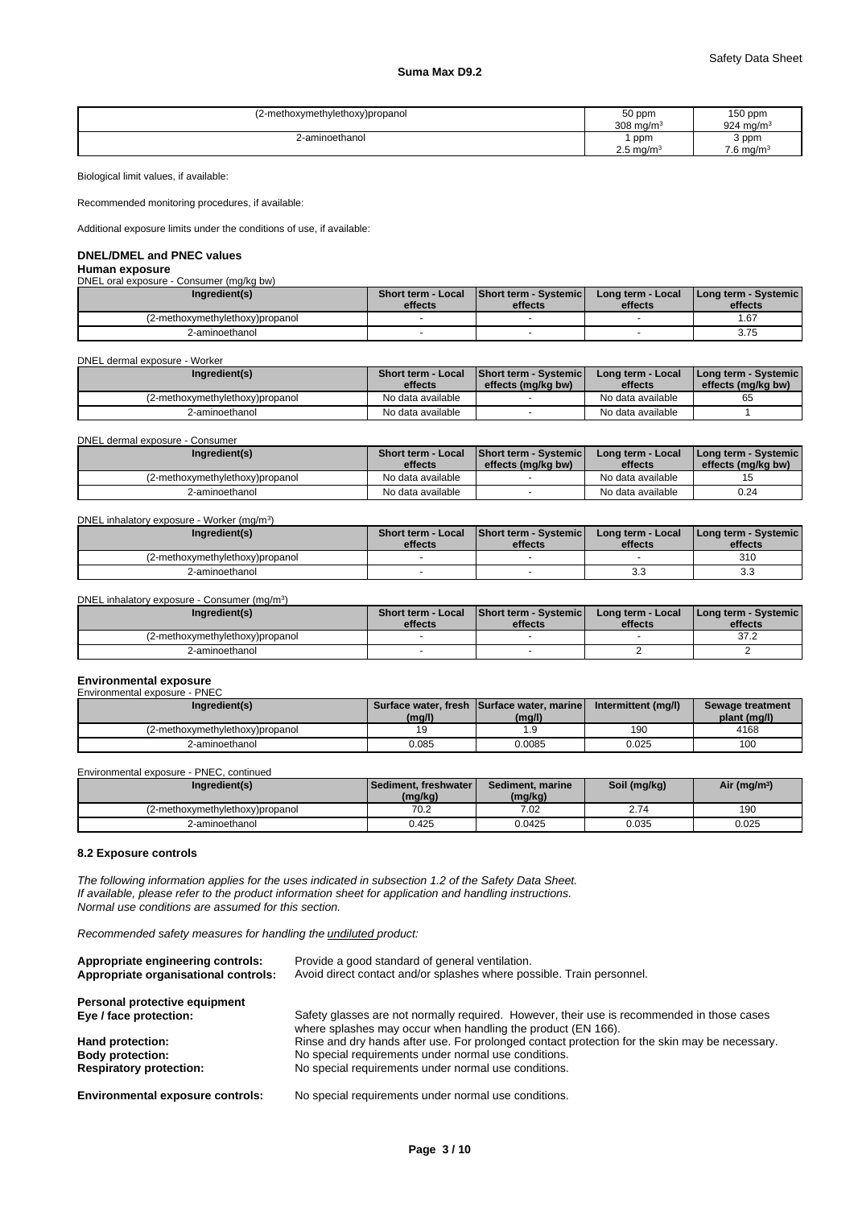| (2-methoxymethylethoxy)propanol | 50 ppm<br>308 mg/m³ | 150 ppm<br>924 mg/m³ |
| --- | --- | --- |
| 2-aminoethanol | 1 ppm<br>2.5 mg/m³ | 3 ppm<br>7.6 mg/m³ |

Biological limit values, if available:

Recommended monitoring procedures, if available:

Additional exposure limits under the conditions of use, if available:

### DNEL/DMEL and PNEC values

**Human exposure**

DNEL oral exposure - Consumer (mg/kg bw)

| Ingredient(s) | Short term - Local effects | Short term - Systemic effects | Long term - Local effects | Long term - Systemic effects |
| --- | --- | --- | --- | --- |
| (2-methoxymethylethoxy)propanol | - | - | - | 1.67 |
| 2-aminoethanol | - | - | - | 3.75 |

DNEL dermal exposure - Worker

| Ingredient(s) | Short term - Local effects | Short term - Systemic effects (mg/kg bw) | Long term - Local effects | Long term - Systemic effects (mg/kg bw) |
| --- | --- | --- | --- | --- |
| (2-methoxymethylethoxy)propanol | No data available | - | No data available | 65 |
| 2-aminoethanol | No data available | - | No data available | 1 |

DNEL dermal exposure - Consumer

| Ingredient(s) | Short term - Local effects | Short term - Systemic effects (mg/kg bw) | Long term - Local effects | Long term - Systemic effects (mg/kg bw) |
| --- | --- | --- | --- | --- |
| (2-methoxymethylethoxy)propanol | No data available | - | No data available | 15 |
| 2-aminoethanol | No data available | - | No data available | 0.24 |

DNEL inhalatory exposure - Worker (mg/m³)

| Ingredient(s) | Short term - Local effects | Short term - Systemic effects | Long term - Local effects | Long term - Systemic effects |
| --- | --- | --- | --- | --- |
| (2-methoxymethylethoxy)propanol | - | - | - | 310 |
| 2-aminoethanol | - | - | 3.3 | 3.3 |

DNEL inhalatory exposure - Consumer (mg/m³)

| Ingredient(s) | Short term - Local effects | Short term - Systemic effects | Long term - Local effects | Long term - Systemic effects |
| --- | --- | --- | --- | --- |
| (2-methoxymethylethoxy)propanol | - | - | - | 37.2 |
| 2-aminoethanol | - | - | 2 | 2 |

**Environmental exposure**

Environmental exposure - PNEC

| Ingredient(s) | Surface water, fresh (mg/l) | Surface water, marine (mg/l) | Intermittent (mg/l) | Sewage treatment plant (mg/l) |
| --- | --- | --- | --- | --- |
| (2-methoxymethylethoxy)propanol | 19 | 1.9 | 190 | 4168 |
| 2-aminoethanol | 0.085 | 0.0085 | 0.025 | 100 |

Environmental exposure - PNEC, continued

| Ingredient(s) | Sediment, freshwater (mg/kg) | Sediment, marine (mg/kg) | Soil (mg/kg) | Air (mg/m³) |
| --- | --- | --- | --- | --- |
| (2-methoxymethylethoxy)propanol | 70.2 | 7.02 | 2.74 | 190 |
| 2-aminoethanol | 0.425 | 0.0425 | 0.035 | 0.025 |

### 8.2 Exposure controls

*The following information applies for the uses indicated in subsection 1.2 of the Safety Data Sheet.*
*If available, please refer to the product information sheet for application and handling instructions.*
*Normal use conditions are assumed for this section.*

*Recommended safety measures for handling the undiluted product:*

**Appropriate engineering controls:** Provide a good standard of general ventilation.
**Appropriate organisational controls:** Avoid direct contact and/or splashes where possible. Train personnel.

**Personal protective equipment**
**Eye / face protection:** Safety glasses are not normally required. However, their use is recommended in those cases where splashes may occur when handling the product (EN 166).
**Hand protection:** Rinse and dry hands after use. For prolonged contact protection for the skin may be necessary.
**Body protection:** No special requirements under normal use conditions.
**Respiratory protection:** No special requirements under normal use conditions.

**Environmental exposure controls:** No special requirements under normal use conditions.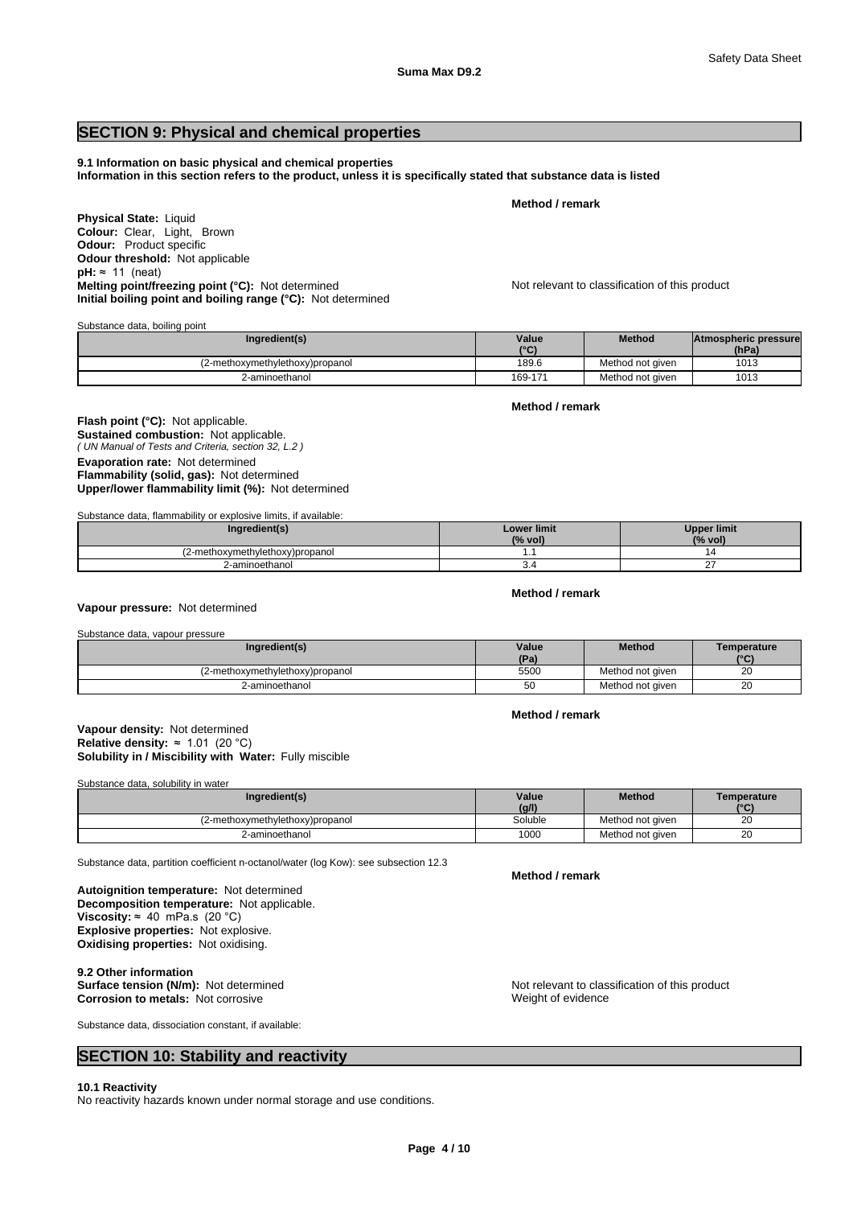## SECTION 9: Physical and chemical properties

**9.1 Information on basic physical and chemical properties**
**Information in this section refers to the product, unless it is specifically stated that substance data is listed**

**Method / remark**

**Physical State:** Liquid
**Colour:** Clear, Light, Brown
**Odour:** Product specific
**Odour threshold:** Not applicable
**pH:** ≈ 11 (neat)
**Melting point/freezing point (°C):** Not determined — Not relevant to classification of this product
**Initial boiling point and boiling range (°C):** Not determined

Substance data, boiling point

| Ingredient(s) | Value (°C) | Method | Atmospheric pressure (hPa) |
|---|---|---|---|
| (2-methoxymethylethoxy)propanol | 189.6 | Method not given | 1013 |
| 2-aminoethanol | 169-171 | Method not given | 1013 |

**Method / remark**

**Flash point (°C):** Not applicable.
**Sustained combustion:** Not applicable.
*( UN Manual of Tests and Criteria, section 32, L.2 )*
**Evaporation rate:** Not determined
**Flammability (solid, gas):** Not determined
**Upper/lower flammability limit (%):** Not determined

Substance data, flammability or explosive limits, if available:

| Ingredient(s) | Lower limit (% vol) | Upper limit (% vol) |
|---|---|---|
| (2-methoxymethylethoxy)propanol | 1.1 | 14 |
| 2-aminoethanol | 3.4 | 27 |

**Method / remark**

**Vapour pressure:** Not determined

Substance data, vapour pressure

| Ingredient(s) | Value (Pa) | Method | Temperature (°C) |
|---|---|---|---|
| (2-methoxymethylethoxy)propanol | 5500 | Method not given | 20 |
| 2-aminoethanol | 50 | Method not given | 20 |

**Method / remark**

**Vapour density:** Not determined
**Relative density:** ≈ 1.01 (20 °C)
**Solubility in / Miscibility with Water:** Fully miscible

Substance data, solubility in water

| Ingredient(s) | Value (g/l) | Method | Temperature (°C) |
|---|---|---|---|
| (2-methoxymethylethoxy)propanol | Soluble | Method not given | 20 |
| 2-aminoethanol | 1000 | Method not given | 20 |

Substance data, partition coefficient n-octanol/water (log Kow): see subsection 12.3

**Method / remark**

**Autoignition temperature:** Not determined
**Decomposition temperature:** Not applicable.
**Viscosity:** ≈ 40 mPa.s (20 °C)
**Explosive properties:** Not explosive.
**Oxidising properties:** Not oxidising.

**9.2 Other information**
**Surface tension (N/m):** Not determined — Not relevant to classification of this product
**Corrosion to metals:** Not corrosive — Weight of evidence

Substance data, dissociation constant, if available:

## SECTION 10: Stability and reactivity

**10.1 Reactivity**
No reactivity hazards known under normal storage and use conditions.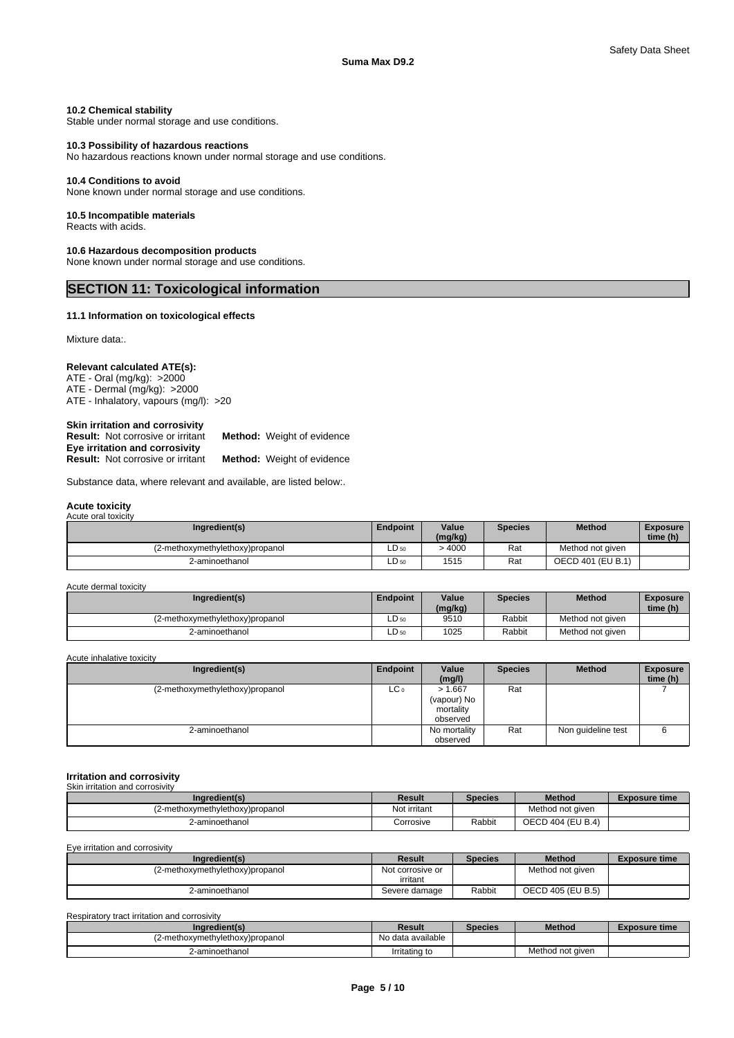### 10.2 Chemical stability

Stable under normal storage and use conditions.

### 10.3 Possibility of hazardous reactions

No hazardous reactions known under normal storage and use conditions.

### 10.4 Conditions to avoid

None known under normal storage and use conditions.

### 10.5 Incompatible materials

Reacts with acids.

### 10.6 Hazardous decomposition products

None known under normal storage and use conditions.

## SECTION 11: Toxicological information

### 11.1 Information on toxicological effects

Mixture data:.

**Relevant calculated ATE(s):**

ATE - Oral (mg/kg): >2000
ATE - Dermal (mg/kg): >2000
ATE - Inhalatory, vapours (mg/l): >20

**Skin irritation and corrosivity**
**Result:** Not corrosive or irritant **Method:** Weight of evidence
**Eye irritation and corrosivity**
**Result:** Not corrosive or irritant **Method:** Weight of evidence

Substance data, where relevant and available, are listed below:.

**Acute toxicity**

Acute oral toxicity

| Ingredient(s) | Endpoint | Value (mg/kg) | Species | Method | Exposure time (h) |
|---|---|---|---|---|---|
| (2-methoxymethylethoxy)propanol | $LD_{50}$ | > 4000 | Rat | Method not given | |
| 2-aminoethanol | $LD_{50}$ | 1515 | Rat | OECD 401 (EU B.1) | |

Acute dermal toxicity

| Ingredient(s) | Endpoint | Value (mg/kg) | Species | Method | Exposure time (h) |
|---|---|---|---|---|---|
| (2-methoxymethylethoxy)propanol | $LD_{50}$ | 9510 | Rabbit | Method not given | |
| 2-aminoethanol | $LD_{50}$ | 1025 | Rabbit | Method not given | |

Acute inhalative toxicity

| Ingredient(s) | Endpoint | Value (mg/l) | Species | Method | Exposure time (h) |
|---|---|---|---|---|---|
| (2-methoxymethylethoxy)propanol | $LC_0$ | > 1.667 (vapour) No mortality observed | Rat | | 7 |
| 2-aminoethanol | | No mortality observed | Rat | Non guideline test | 6 |

**Irritation and corrosivity**

Skin irritation and corrosivity

| Ingredient(s) | Result | Species | Method | Exposure time |
|---|---|---|---|---|
| (2-methoxymethylethoxy)propanol | Not irritant | | Method not given | |
| 2-aminoethanol | Corrosive | Rabbit | OECD 404 (EU B.4) | |

Eye irritation and corrosivity

| Ingredient(s) | Result | Species | Method | Exposure time |
|---|---|---|---|---|
| (2-methoxymethylethoxy)propanol | Not corrosive or irritant | | Method not given | |
| 2-aminoethanol | Severe damage | Rabbit | OECD 405 (EU B.5) | |

Respiratory tract irritation and corrosivity

| Ingredient(s) | Result | Species | Method | Exposure time |
|---|---|---|---|---|
| (2-methoxymethylethoxy)propanol | No data available | | | |
| 2-aminoethanol | Irritating to | | Method not given | |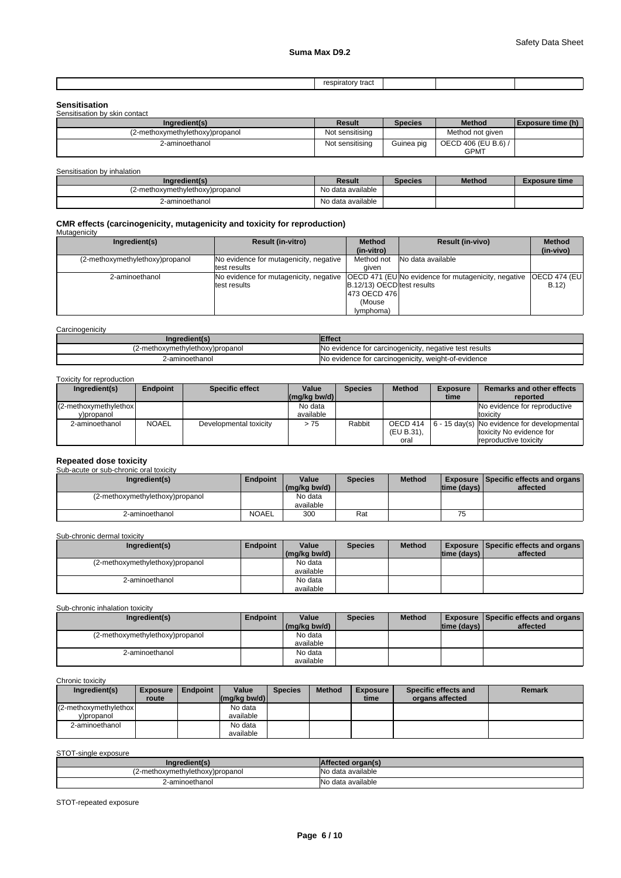| | respiratory tract | | | |
|---|---|---|---|---|

## Sensitisation

Sensitisation by skin contact

| Ingredient(s) | Result | Species | Method | Exposure time (h) |
|---|---|---|---|---|
| (2-methoxymethylethoxy)propanol | Not sensitising | | Method not given | |
| 2-aminoethanol | Not sensitising | Guinea pig | OECD 406 (EU B.6) / GPMT | |

Sensitisation by inhalation

| Ingredient(s) | Result | Species | Method | Exposure time |
|---|---|---|---|---|
| (2-methoxymethylethoxy)propanol | No data available | | | |
| 2-aminoethanol | No data available | | | |

## CMR effects (carcinogenicity, mutagenicity and toxicity for reproduction)

Mutagenicity

| Ingredient(s) | Result (in-vitro) | Method (in-vitro) | Result (in-vivo) | Method (in-vivo) |
|---|---|---|---|---|
| (2-methoxymethylethoxy)propanol | No evidence for mutagenicity, negative test results | Method not given | No data available | |
| 2-aminoethanol | No evidence for mutagenicity, negative test results | OECD 471 (EU B.12/13) OECD 473 OECD 476 (Mouse lymphoma) | No evidence for mutagenicity, negative test results | OECD 474 (EU B.12) |

Carcinogenicity

| Ingredient(s) | Effect |
|---|---|
| (2-methoxymethylethoxy)propanol | No evidence for carcinogenicity, negative test results |
| 2-aminoethanol | No evidence for carcinogenicity, weight-of-evidence |

Toxicity for reproduction

| Ingredient(s) | Endpoint | Specific effect | Value (mg/kg bw/d) | Species | Method | Exposure time | Remarks and other effects reported |
|---|---|---|---|---|---|---|---|
| (2-methoxymethylethoxy)propanol | | | No data available | | | | No evidence for reproductive toxicity |
| 2-aminoethanol | NOAEL | Developmental toxicity | > 75 | Rabbit | OECD 414 (EU B.31), oral | 6 - 15 day(s) | No evidence for developmental toxicity No evidence for reproductive toxicity |

## Repeated dose toxicity

Sub-acute or sub-chronic oral toxicity

| Ingredient(s) | Endpoint | Value (mg/kg bw/d) | Species | Method | Exposure time (days) | Specific effects and organs affected |
|---|---|---|---|---|---|---|
| (2-methoxymethylethoxy)propanol | | No data available | | | | |
| 2-aminoethanol | NOAEL | 300 | Rat | | 75 | |

Sub-chronic dermal toxicity

| Ingredient(s) | Endpoint | Value (mg/kg bw/d) | Species | Method | Exposure time (days) | Specific effects and organs affected |
|---|---|---|---|---|---|---|
| (2-methoxymethylethoxy)propanol | | No data available | | | | |
| 2-aminoethanol | | No data available | | | | |

Sub-chronic inhalation toxicity

| Ingredient(s) | Endpoint | Value (mg/kg bw/d) | Species | Method | Exposure time (days) | Specific effects and organs affected |
|---|---|---|---|---|---|---|
| (2-methoxymethylethoxy)propanol | | No data available | | | | |
| 2-aminoethanol | | No data available | | | | |

Chronic toxicity

| Ingredient(s) | Exposure route | Endpoint | Value (mg/kg bw/d) | Species | Method | Exposure time | Specific effects and organs affected | Remark |
|---|---|---|---|---|---|---|---|---|
| (2-methoxymethylethoxy)propanol | | | No data available | | | | | |
| 2-aminoethanol | | | No data available | | | | | |

STOT-single exposure

| Ingredient(s) | Affected organ(s) |
|---|---|
| (2-methoxymethylethoxy)propanol | No data available |
| 2-aminoethanol | No data available |

STOT-repeated exposure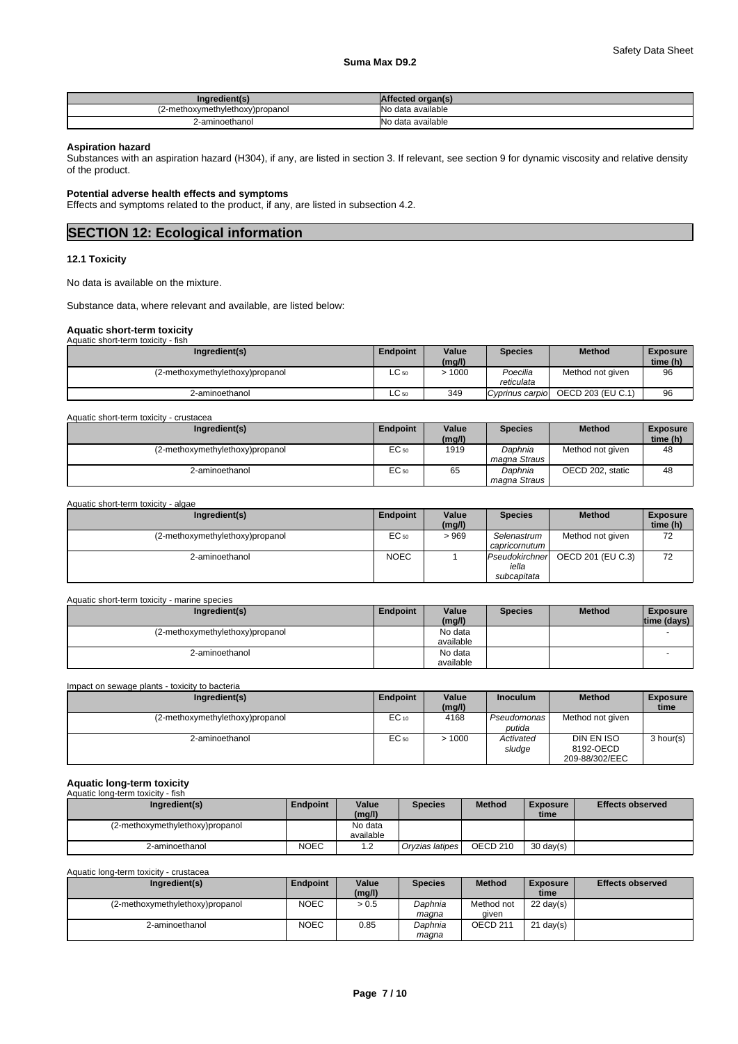| Ingredient(s) | Affected organ(s) |
| --- | --- |
| (2-methoxymethylethoxy)propanol | No data available |
| 2-aminoethanol | No data available |

**Aspiration hazard**

Substances with an aspiration hazard (H304), if any, are listed in section 3. If relevant, see section 9 for dynamic viscosity and relative density of the product.

**Potential adverse health effects and symptoms**

Effects and symptoms related to the product, if any, are listed in subsection 4.2.

## SECTION 12: Ecological information

### 12.1 Toxicity

No data is available on the mixture.

Substance data, where relevant and available, are listed below:

#### Aquatic short-term toxicity

Aquatic short-term toxicity - fish

| Ingredient(s) | Endpoint | Value (mg/l) | Species | Method | Exposure time (h) |
| --- | --- | --- | --- | --- | --- |
| (2-methoxymethylethoxy)propanol | $LC_{50}$ | > 1000 | *Poecilia reticulata* | Method not given | 96 |
| 2-aminoethanol | $LC_{50}$ | 349 | *Cyprinus carpio* | OECD 203 (EU C.1) | 96 |

Aquatic short-term toxicity - crustacea

| Ingredient(s) | Endpoint | Value (mg/l) | Species | Method | Exposure time (h) |
| --- | --- | --- | --- | --- | --- |
| (2-methoxymethylethoxy)propanol | $EC_{50}$ | 1919 | *Daphnia magna Straus* | Method not given | 48 |
| 2-aminoethanol | $EC_{50}$ | 65 | *Daphnia magna Straus* | OECD 202, static | 48 |

Aquatic short-term toxicity - algae

| Ingredient(s) | Endpoint | Value (mg/l) | Species | Method | Exposure time (h) |
| --- | --- | --- | --- | --- | --- |
| (2-methoxymethylethoxy)propanol | $EC_{50}$ | > 969 | *Selenastrum capricornutum* | Method not given | 72 |
| 2-aminoethanol | NOEC | 1 | *Pseudokirchneriella subcapitata* | OECD 201 (EU C.3) | 72 |

Aquatic short-term toxicity - marine species

| Ingredient(s) | Endpoint | Value (mg/l) | Species | Method | Exposure time (days) |
| --- | --- | --- | --- | --- | --- |
| (2-methoxymethylethoxy)propanol | | No data available | | | - |
| 2-aminoethanol | | No data available | | | - |

Impact on sewage plants - toxicity to bacteria

| Ingredient(s) | Endpoint | Value (mg/l) | Inoculum | Method | Exposure time |
| --- | --- | --- | --- | --- | --- |
| (2-methoxymethylethoxy)propanol | $EC_{10}$ | 4168 | *Pseudomonas putida* | Method not given | |
| 2-aminoethanol | $EC_{50}$ | > 1000 | *Activated sludge* | DIN EN ISO 8192-OECD 209-88/302/EEC | 3 hour(s) |

#### Aquatic long-term toxicity

Aquatic long-term toxicity - fish

| Ingredient(s) | Endpoint | Value (mg/l) | Species | Method | Exposure time | Effects observed |
| --- | --- | --- | --- | --- | --- | --- |
| (2-methoxymethylethoxy)propanol | | No data available | | | | |
| 2-aminoethanol | NOEC | 1.2 | *Oryzias latipes* | OECD 210 | 30 day(s) | |

Aquatic long-term toxicity - crustacea

| Ingredient(s) | Endpoint | Value (mg/l) | Species | Method | Exposure time | Effects observed |
| --- | --- | --- | --- | --- | --- | --- |
| (2-methoxymethylethoxy)propanol | NOEC | > 0.5 | *Daphnia magna* | Method not given | 22 day(s) | |
| 2-aminoethanol | NOEC | 0.85 | *Daphnia magna* | OECD 211 | 21 day(s) | |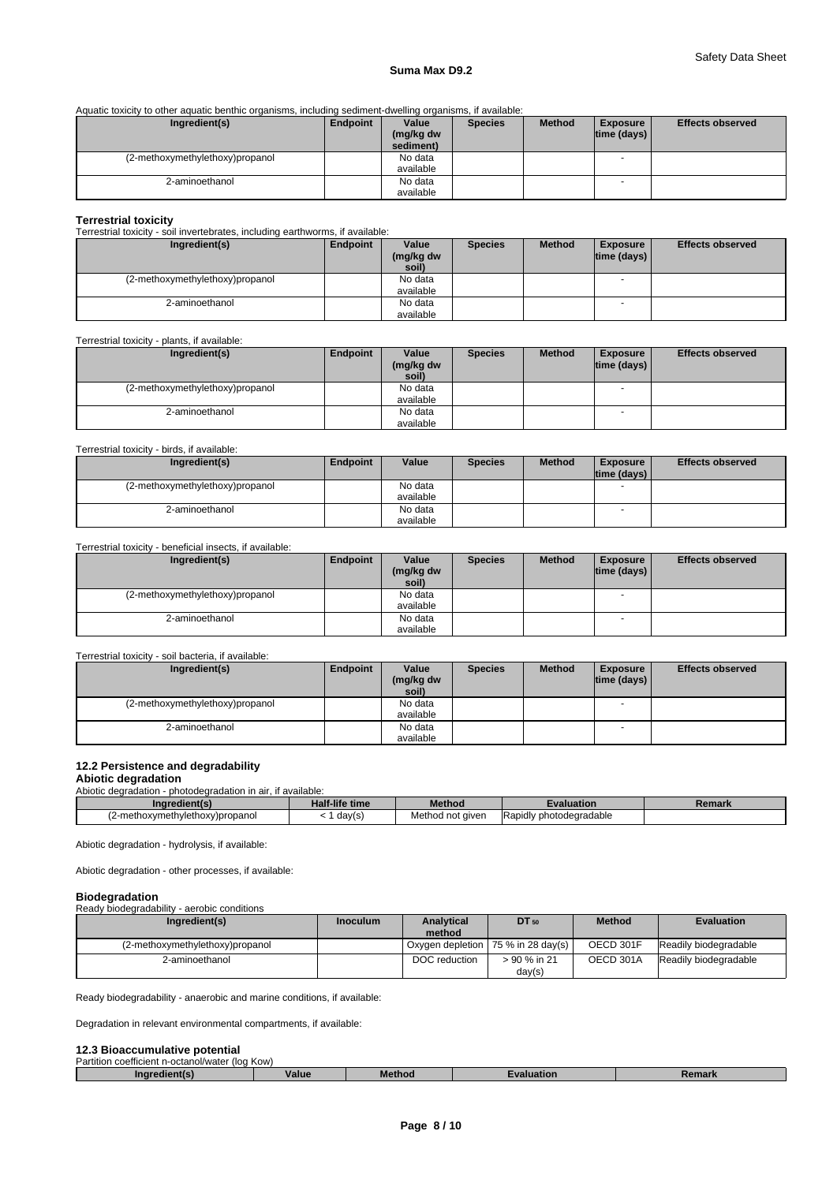Aquatic toxicity to other aquatic benthic organisms, including sediment-dwelling organisms, if available:

| Ingredient(s) | Endpoint | Value (mg/kg dw sediment) | Species | Method | Exposure time (days) | Effects observed |
|---|---|---|---|---|---|---|
| (2-methoxymethylethoxy)propanol | | No data available | | | - | |
| 2-aminoethanol | | No data available | | | - | |

### Terrestrial toxicity

Terrestrial toxicity - soil invertebrates, including earthworms, if available:

| Ingredient(s) | Endpoint | Value (mg/kg dw soil) | Species | Method | Exposure time (days) | Effects observed |
|---|---|---|---|---|---|---|
| (2-methoxymethylethoxy)propanol | | No data available | | | - | |
| 2-aminoethanol | | No data available | | | - | |

Terrestrial toxicity - plants, if available:

| Ingredient(s) | Endpoint | Value (mg/kg dw soil) | Species | Method | Exposure time (days) | Effects observed |
|---|---|---|---|---|---|---|
| (2-methoxymethylethoxy)propanol | | No data available | | | - | |
| 2-aminoethanol | | No data available | | | - | |

Terrestrial toxicity - birds, if available:

| Ingredient(s) | Endpoint | Value | Species | Method | Exposure time (days) | Effects observed |
|---|---|---|---|---|---|---|
| (2-methoxymethylethoxy)propanol | | No data available | | | - | |
| 2-aminoethanol | | No data available | | | - | |

Terrestrial toxicity - beneficial insects, if available:

| Ingredient(s) | Endpoint | Value (mg/kg dw soil) | Species | Method | Exposure time (days) | Effects observed |
|---|---|---|---|---|---|---|
| (2-methoxymethylethoxy)propanol | | No data available | | | - | |
| 2-aminoethanol | | No data available | | | - | |

Terrestrial toxicity - soil bacteria, if available:

| Ingredient(s) | Endpoint | Value (mg/kg dw soil) | Species | Method | Exposure time (days) | Effects observed |
|---|---|---|---|---|---|---|
| (2-methoxymethylethoxy)propanol | | No data available | | | - | |
| 2-aminoethanol | | No data available | | | - | |

### 12.2 Persistence and degradability

**Abiotic degradation**

Abiotic degradation - photodegradation in air, if available:

| Ingredient(s) | Half-life time | Method | Evaluation | Remark |
|---|---|---|---|---|
| (2-methoxymethylethoxy)propanol | < 1 day(s) | Method not given | Rapidly photodegradable | |

Abiotic degradation - hydrolysis, if available:

Abiotic degradation - other processes, if available:

**Biodegradation**

Ready biodegradability - aerobic conditions

| Ingredient(s) | Inoculum | Analytical method | $DT_{50}$ | Method | Evaluation |
|---|---|---|---|---|---|
| (2-methoxymethylethoxy)propanol | | Oxygen depletion | 75 % in 28 day(s) | OECD 301F | Readily biodegradable |
| 2-aminoethanol | | DOC reduction | > 90 % in 21 day(s) | OECD 301A | Readily biodegradable |

Ready biodegradability - anaerobic and marine conditions, if available:

Degradation in relevant environmental compartments, if available:

### 12.3 Bioaccumulative potential

Partition coefficient n-octanol/water (log Kow)

| Ingredient(s) | Value | Method | Evaluation | Remark |
|---|---|---|---|---|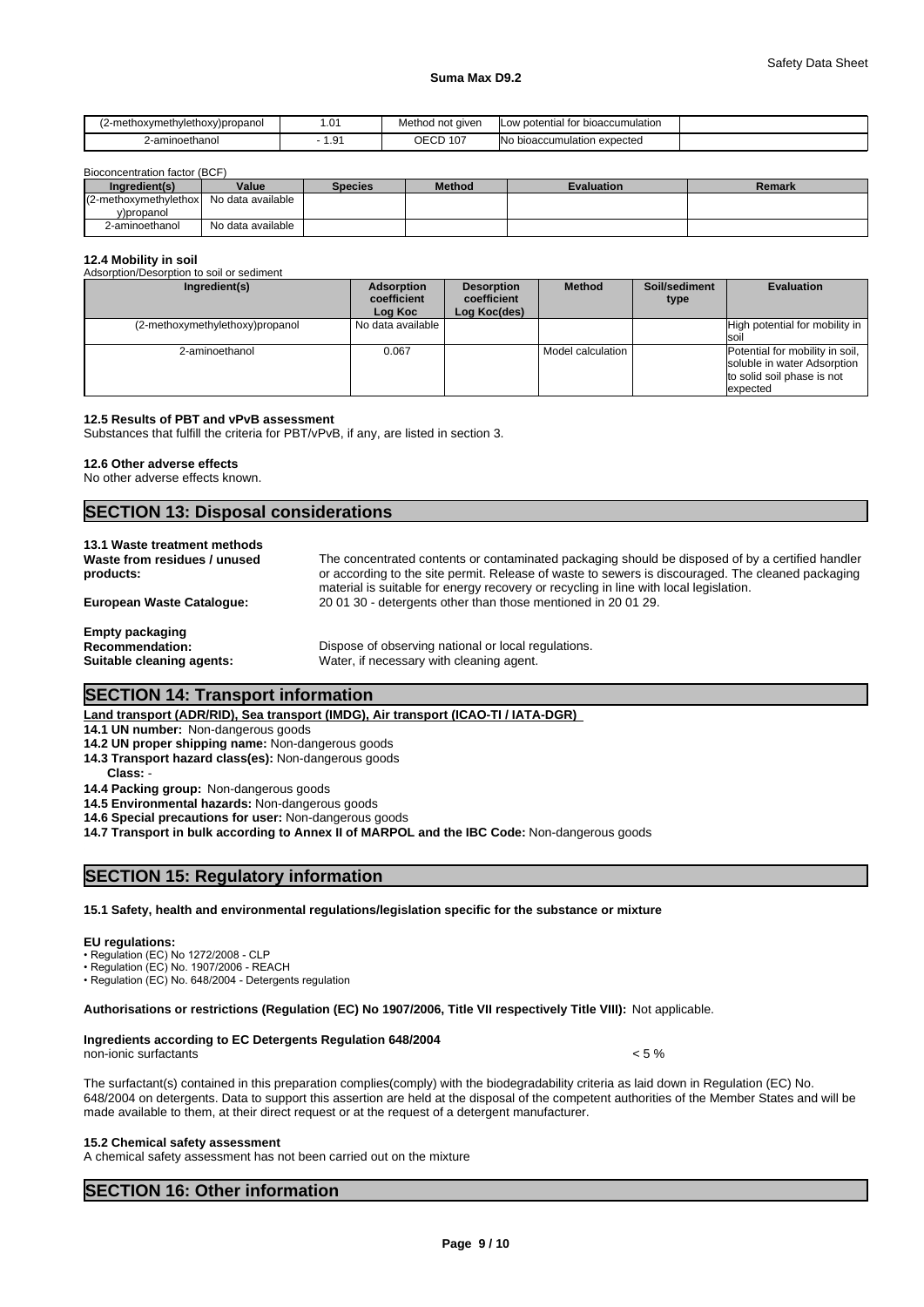| (2-methoxymethylethoxy)propanol | 1.01 | Method not given | Low potential for bioaccumulation | |
|---|---|---|---|---|
| 2-aminoethanol | - 1.91 | OECD 107 | No bioaccumulation expected | |

Bioconcentration factor (BCF)

| Ingredient(s) | Value | Species | Method | Evaluation | Remark |
|---|---|---|---|---|---|
| (2-methoxymethylethoxy)propanol | No data available | | | | |
| 2-aminoethanol | No data available | | | | |

### 12.4 Mobility in soil

Adsorption/Desorption to soil or sediment

| Ingredient(s) | Adsorption coefficient Log Koc | Desorption coefficient Log Koc(des) | Method | Soil/sediment type | Evaluation |
|---|---|---|---|---|---|
| (2-methoxymethylethoxy)propanol | No data available | | | | High potential for mobility in soil |
| 2-aminoethanol | 0.067 | | Model calculation | | Potential for mobility in soil, soluble in water Adsorption to solid soil phase is not expected |

### 12.5 Results of PBT and vPvB assessment

Substances that fulfill the criteria for PBT/vPvB, if any, are listed in section 3.

### 12.6 Other adverse effects

No other adverse effects known.

## SECTION 13: Disposal considerations

### 13.1 Waste treatment methods

**Waste from residues / unused products:** The concentrated contents or contaminated packaging should be disposed of by a certified handler or according to the site permit. Release of waste to sewers is discouraged. The cleaned packaging material is suitable for energy recovery or recycling in line with local legislation.

**European Waste Catalogue:** 20 01 30 - detergents other than those mentioned in 20 01 29.

**Empty packaging**

**Recommendation:** Dispose of observing national or local regulations.

**Suitable cleaning agents:** Water, if necessary with cleaning agent.

## SECTION 14: Transport information

**Land transport (ADR/RID), Sea transport (IMDG), Air transport (ICAO-TI / IATA-DGR)**

**14.1 UN number:** Non-dangerous goods

**14.2 UN proper shipping name:** Non-dangerous goods

**14.3 Transport hazard class(es):** Non-dangerous goods

**Class:** -

**14.4 Packing group:** Non-dangerous goods

**14.5 Environmental hazards:** Non-dangerous goods

**14.6 Special precautions for user:** Non-dangerous goods

**14.7 Transport in bulk according to Annex II of MARPOL and the IBC Code:** Non-dangerous goods

## SECTION 15: Regulatory information

### 15.1 Safety, health and environmental regulations/legislation specific for the substance or mixture

**EU regulations:**

- Regulation (EC) No 1272/2008 - CLP
- Regulation (EC) No. 1907/2006 - REACH
- Regulation (EC) No. 648/2004 - Detergents regulation

**Authorisations or restrictions (Regulation (EC) No 1907/2006, Title VII respectively Title VIII):** Not applicable.

**Ingredients according to EC Detergents Regulation 648/2004**

non-ionic surfactants < 5 %

The surfactant(s) contained in this preparation complies(comply) with the biodegradability criteria as laid down in Regulation (EC) No. 648/2004 on detergents. Data to support this assertion are held at the disposal of the competent authorities of the Member States and will be made available to them, at their direct request or at the request of a detergent manufacturer.

### 15.2 Chemical safety assessment

A chemical safety assessment has not been carried out on the mixture

## SECTION 16: Other information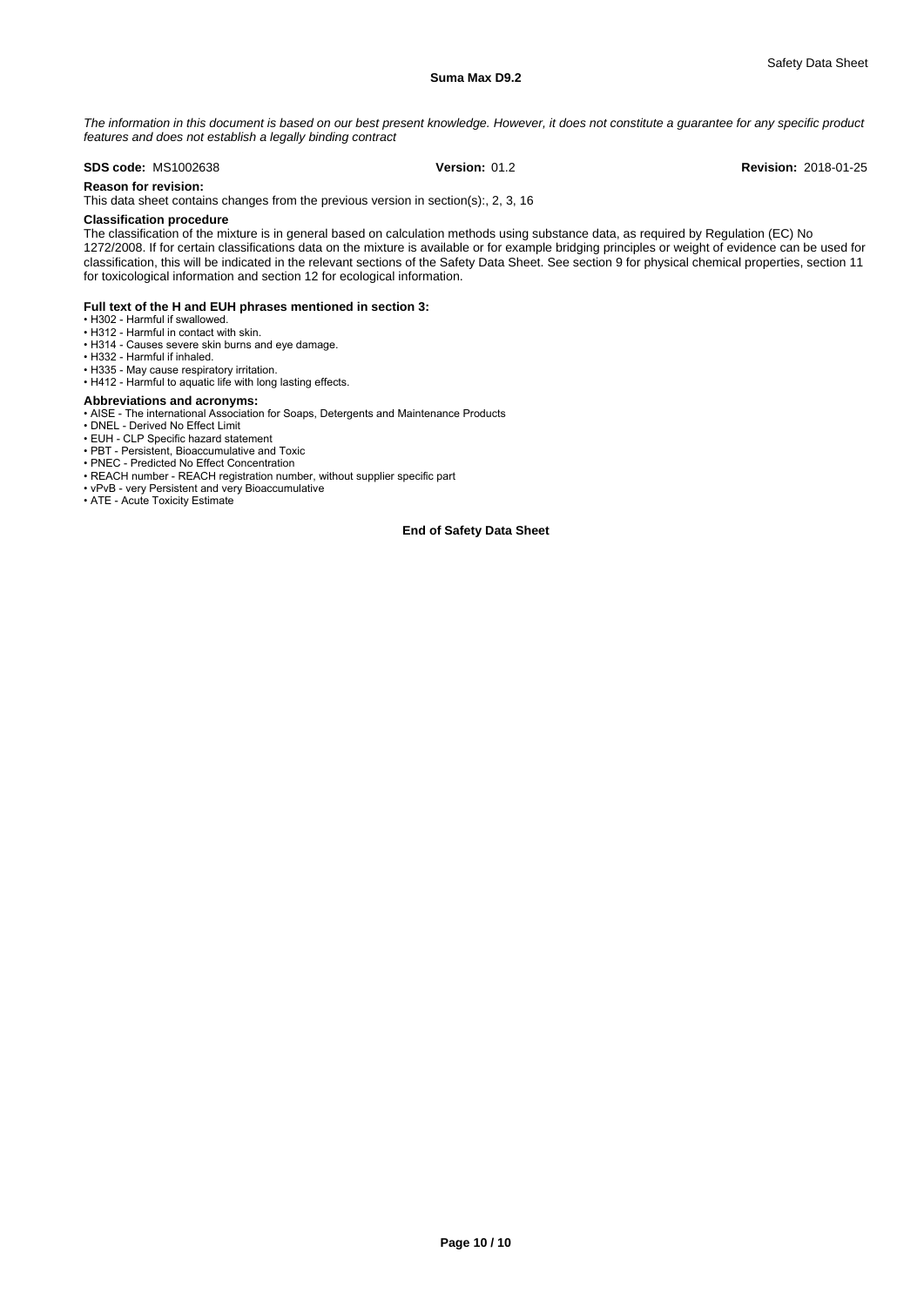*The information in this document is based on our best present knowledge. However, it does not constitute a guarantee for any specific product features and does not establish a legally binding contract*

**SDS code:** MS1002638 **Version:** 01.2 **Revision:** 2018-01-25

**Reason for revision:**

This data sheet contains changes from the previous version in section(s):, 2, 3, 16

**Classification procedure**

The classification of the mixture is in general based on calculation methods using substance data, as required by Regulation (EC) No 1272/2008. If for certain classifications data on the mixture is available or for example bridging principles or weight of evidence can be used for classification, this will be indicated in the relevant sections of the Safety Data Sheet. See section 9 for physical chemical properties, section 11 for toxicological information and section 12 for ecological information.

**Full text of the H and EUH phrases mentioned in section 3:**

- H302 - Harmful if swallowed.
- H312 - Harmful in contact with skin.
- H314 - Causes severe skin burns and eye damage.
- H332 - Harmful if inhaled.
- H335 - May cause respiratory irritation.
- H412 - Harmful to aquatic life with long lasting effects.

**Abbreviations and acronyms:**

- AISE - The international Association for Soaps, Detergents and Maintenance Products
- DNEL - Derived No Effect Limit
- EUH - CLP Specific hazard statement
- PBT - Persistent, Bioaccumulative and Toxic
- PNEC - Predicted No Effect Concentration
- REACH number - REACH registration number, without supplier specific part
- vPvB - very Persistent and very Bioaccumulative
- ATE - Acute Toxicity Estimate

**End of Safety Data Sheet**